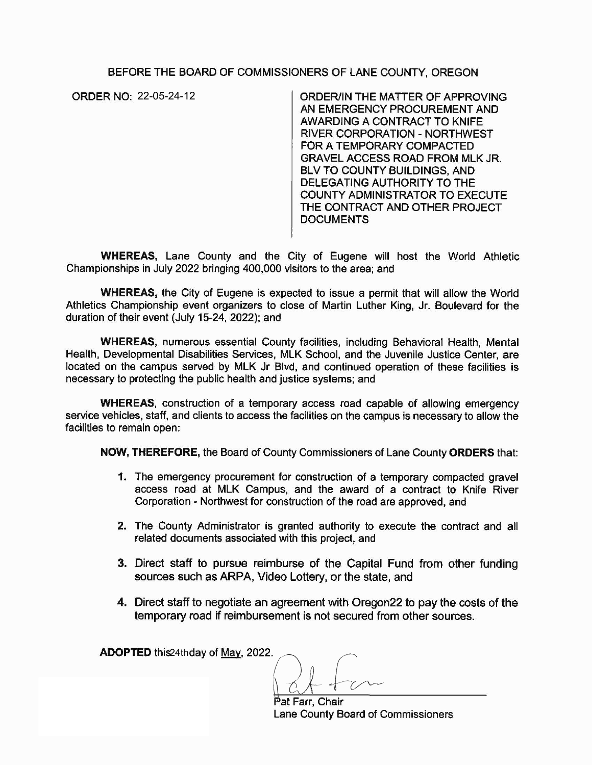BEFORE THE BOARD OF COMMISSIONERS OF LANE COUNTY, OREGON

ORDER NO: 22-05-24-12

ORDER/IN THE MATTER OF APPROVING AN EMERGENCY PROCUREMENT AND AWARDING A CONTRACT TO KNIFE RIVER CORPORATION - NORTHWEST FOR A TEMPORARY COMPACTED GRAVEL ACCESS ROAD FROM MLK JR. BLV TO COUNTY BUILDINGS, AND DELEGATING AUTHORITY TO THE COUNTY ADMINISTRATOR TO EXECUTE THE CONTRACT AND OTHER PROJECT DOCUMENTS

**WHEREAS,** Lane County and the City of Eugene will host the World Athletic Championships in July 2022 bringing 400,000 visitors to the area; and

**WHEREAS,** the City of Eugene is expected to issue a permit that will allow the World Athletics Championship event organizers to close of Martin Luther King, Jr. Boulevard for the duration of their event (July 15-24, 2022); and

**WHEREAS,** numerous essential County facilities, including Behavioral Health, Mental Health, Developmental Disabilities Services, MLK School, and the Juvenile Justice Center, are located on the campus served by MLK Jr Blvd, and continued operation of these facilities is necessary to protecting the public health and justice systems; and

**WHEREAS,** construction of a temporary access road capable of allowing emergency service vehicles, staff, and clients to access the facilities on the campus is necessary to allow the facilities to remain open:

**NOW, THEREFORE,** the Board of County Commissioners of Lane County **ORDERS** that:

1. The emergency procurement for construction of a temporary compacted gravel access road at MLK Campus, and the award of a contract to Knife River Corporation - Northwest for construction of the road are approved, and
2. The County Administrator is granted authority to execute the contract and all related documents associated with this project, and
3. Direct staff to pursue reimburse of the Capital Fund from other funding sources such as ARPA, Video Lottery, or the state, and
4. Direct staff to negotiate an agreement with Oregon22 to pay the costs of the temporary road if reimbursement is not secured from other sources.

**ADOPTED** this 24th day of May, 2022.

Pat Farr, Chair
Lane County Board of Commissioners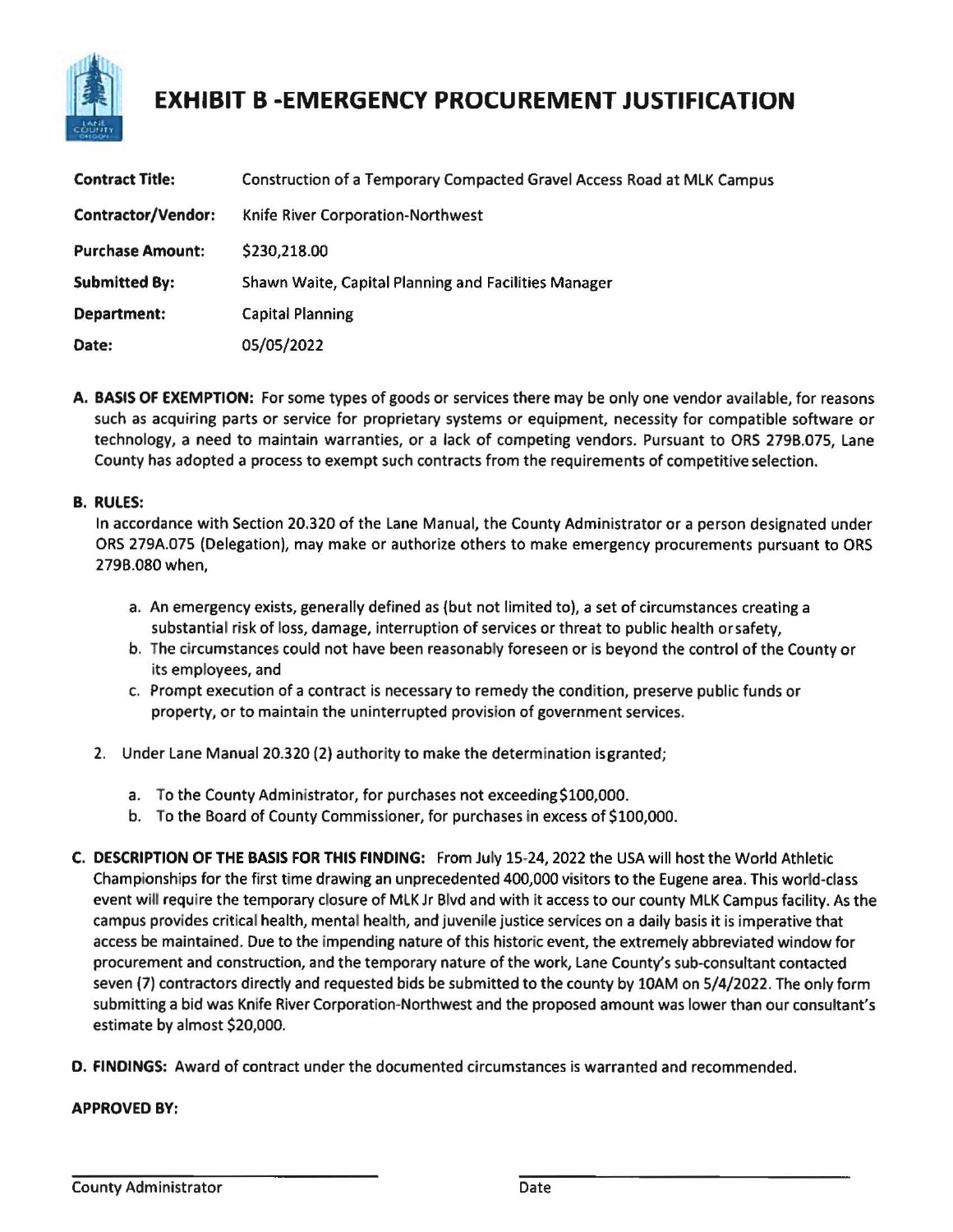# EXHIBIT B -EMERGENCY PROCUREMENT JUSTIFICATION

| | |
|---|---|
| **Contract Title:** | Construction of a Temporary Compacted Gravel Access Road at MLK Campus |
| **Contractor/Vendor:** | Knife River Corporation-Northwest |
| **Purchase Amount:** | $230,218.00 |
| **Submitted By:** | Shawn Waite, Capital Planning and Facilities Manager |
| **Department:** | Capital Planning |
| **Date:** | 05/05/2022 |

**A. BASIS OF EXEMPTION:** For some types of goods or services there may be only one vendor available, for reasons such as acquiring parts or service for proprietary systems or equipment, necessity for compatible software or technology, a need to maintain warranties, or a lack of competing vendors. Pursuant to ORS 279B.075, Lane County has adopted a process to exempt such contracts from the requirements of competitive selection.

**B. RULES:**
In accordance with Section 20.320 of the Lane Manual, the County Administrator or a person designated under ORS 279A.075 (Delegation), may make or authorize others to make emergency procurements pursuant to ORS 279B.080 when,

a. An emergency exists, generally defined as (but not limited to), a set of circumstances creating a substantial risk of loss, damage, interruption of services or threat to public health or safety,
b. The circumstances could not have been reasonably foreseen or is beyond the control of the County or its employees, and
c. Prompt execution of a contract is necessary to remedy the condition, preserve public funds or property, or to maintain the uninterrupted provision of government services.

2. Under Lane Manual 20.320 (2) authority to make the determination is granted;

   a. To the County Administrator, for purchases not exceeding $100,000.
   b. To the Board of County Commissioner, for purchases in excess of $100,000.

**C. DESCRIPTION OF THE BASIS FOR THIS FINDING:** From July 15-24, 2022 the USA will host the World Athletic Championships for the first time drawing an unprecedented 400,000 visitors to the Eugene area. This world-class event will require the temporary closure of MLK Jr Blvd and with it access to our county MLK Campus facility. As the campus provides critical health, mental health, and juvenile justice services on a daily basis it is imperative that access be maintained. Due to the impending nature of this historic event, the extremely abbreviated window for procurement and construction, and the temporary nature of the work, Lane County's sub-consultant contacted seven (7) contractors directly and requested bids be submitted to the county by 10AM on 5/4/2022. The only form submitting a bid was Knife River Corporation-Northwest and the proposed amount was lower than our consultant's estimate by almost $20,000.

**D. FINDINGS:** Award of contract under the documented circumstances is warranted and recommended.

**APPROVED BY:**

County Administrator _______________ Date _______________